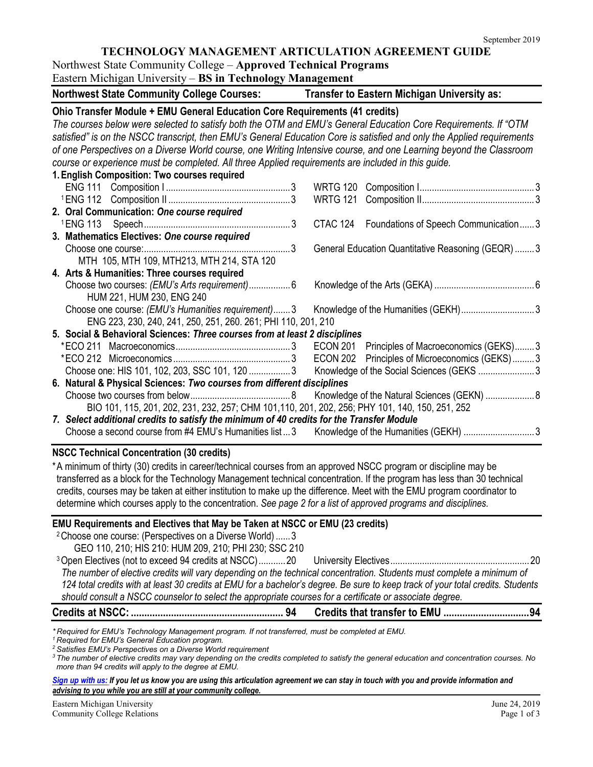September 2019

# TECHNOLOGY MANAGEMENT ARTICULATION AGREEMENT GUIDE

Northwest State Community College – **Approved Technical Programs**
Eastern Michigan University – **BS in Technology Management**

| Northwest State Community College Courses: | Transfer to Eastern Michigan University as: |
|---|---|

**Ohio Transfer Module + EMU General Education Core Requirements (41 credits)**

*The courses below were selected to satisfy both the OTM and EMU's General Education Core Requirements. If "OTM satisfied" is on the NSCC transcript, then EMU's General Education Core is satisfied and only the Applied requirements of one Perspectives on a Diverse World course, one Writing Intensive course, and one Learning beyond the Classroom course or experience must be completed. All three Applied requirements are included in this guide.*

| Northwest State Community College Courses | Credits | Transfer to Eastern Michigan University as | Credits |
|---|---|---|---|
| **1. English Composition: Two courses required** | | | |
| ENG 111 Composition I | 3 | WRTG 120 Composition I | 3 |
| [1]ENG 112 Composition II | 3 | WRTG 121 Composition II | 3 |
| **2. Oral Communication: *One course required*** | | | |
| [1]ENG 113 Speech | 3 | CTAC 124 Foundations of Speech Communication | 3 |
| **3. Mathematics Electives: *One course required*** | | | |
| Choose one course: MTH 105, MTH 109, MTH213, MTH 214, STA 120 | 3 | General Education Quantitative Reasoning (GEQR) | 3 |
| **4. Arts & Humanities: Three courses required** | | | |
| Choose two courses: *(EMU's Arts requirement)* HUM 221, HUM 230, ENG 240 | 6 | Knowledge of the Arts (GEKA) | 6 |
| Choose one course: *(EMU's Humanities requirement)* ENG 223, 230, 240, 241, 250, 251, 260. 261; PHI 110, 201, 210 | 3 | Knowledge of the Humanities (GEKH) | 3 |
| **5. Social & Behavioral Sciences: *Three courses from at least 2 disciplines*** | | | |
| *ECO 211 Macroeconomics | 3 | ECON 201 Principles of Macroeconomics (GEKS) | 3 |
| *ECO 212 Microeconomics | 3 | ECON 202 Principles of Microeconomics (GEKS) | 3 |
| Choose one: HIS 101, 102, 203, SSC 101, 120 | 3 | Knowledge of the Social Sciences (GEKS | 3 |
| **6. Natural & Physical Sciences: *Two courses from different disciplines*** | | | |
| Choose two courses from below: BIO 101, 115, 201, 202, 231, 232, 257; CHM 101,110, 201, 202, 256; PHY 101, 140, 150, 251, 252 | 8 | Knowledge of the Natural Sciences (GEKN) | 8 |
| ***7. Select additional credits to satisfy the minimum of 40 credits for the Transfer Module*** | | | |
| Choose a second course from #4 EMU's Humanities list | 3 | Knowledge of the Humanities (GEKH) | 3 |

**NSCC Technical Concentration (30 credits)**

*A minimum of thirty (30) credits in career/technical courses from an approved NSCC program or discipline may be transferred as a block for the Technology Management technical concentration. If the program has less than 30 technical credits, courses may be taken at either institution to make up the difference. Meet with the EMU program coordinator to determine which courses apply to the concentration. *See page 2 for a list of approved programs and disciplines.*

**EMU Requirements and Electives that May be Taken at NSCC or EMU (23 credits)**

| Northwest State Community College Courses | Credits | Transfer to Eastern Michigan University as | Credits |
|---|---|---|---|
| [2]Choose one course: (Perspectives on a Diverse World) GEO 110, 210; HIS 210: HUM 209, 210; PHI 230; SSC 210 | 3 | | |
| [3]Open Electives (not to exceed 94 credits at NSCC) | 20 | University Electives | 20 |

*The number of elective credits will vary depending on the technical concentration. Students must complete a minimum of 124 total credits with at least 30 credits at EMU for a bachelor's degree. Be sure to keep track of your total credits. Students should consult a NSCC counselor to select the appropriate courses for a certificate or associate degree.*

| **Credits at NSCC:** | **94** | **Credits that transfer to EMU** | **94** |
|---|---|---|---|

*\* Required for EMU's Technology Management program. If not transferred, must be completed at EMU.*
*[1] Required for EMU's General Education program.*
*[2] Satisfies EMU's Perspectives on a Diverse World requirement*
*[3] The number of elective credits may vary depending on the credits completed to satisfy the general education and concentration courses. No more than 94 credits will apply to the degree at EMU.*

***Sign up with us:** If you let us know you are using this articulation agreement we can stay in touch with you and provide information and advising to you while you are still at your community college.*

Eastern Michigan University
Community College Relations

June 24, 2019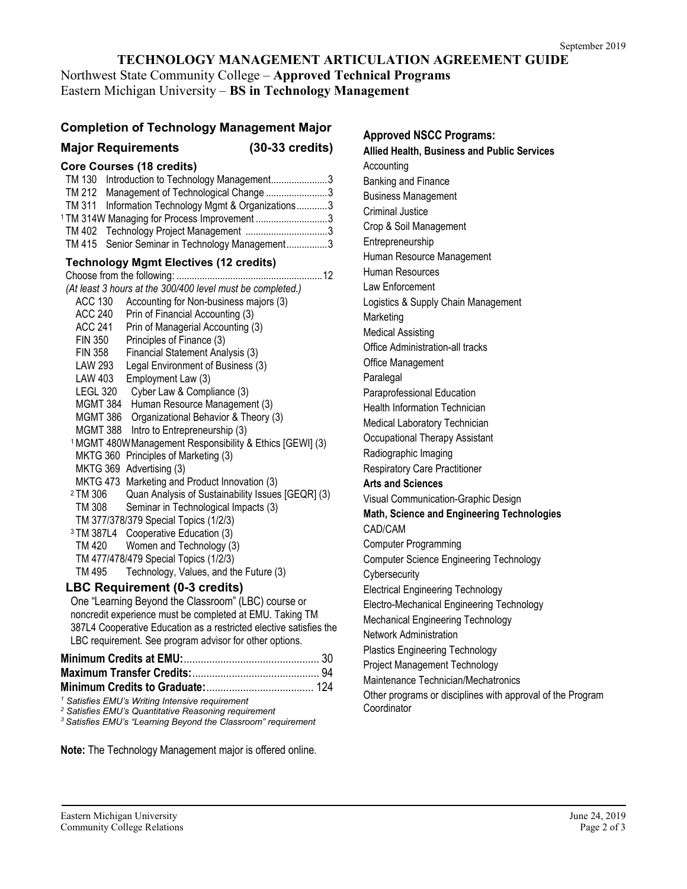# TECHNOLOGY MANAGEMENT ARTICULATION AGREEMENT GUIDE

Northwest State Community College – **Approved Technical Programs**
Eastern Michigan University – **BS in Technology Management**

## Completion of Technology Management Major

### Major Requirements (30-33 credits)

#### Core Courses (18 credits)

- TM 130 Introduction to Technology Management......3
- TM 212 Management of Technological Change......3
- TM 311 Information Technology Mgmt & Organizations......3
- [1] TM 314W Managing for Process Improvement......3
- TM 402 Technology Project Management......3
- TM 415 Senior Seminar in Technology Management......3

#### Technology Mgmt Electives (12 credits)

Choose from the following:......12

*(At least 3 hours at the 300/400 level must be completed.)*

- ACC 130 Accounting for Non-business majors (3)
- ACC 240 Prin of Financial Accounting (3)
- ACC 241 Prin of Managerial Accounting (3)
- FIN 350 Principles of Finance (3)
- FIN 358 Financial Statement Analysis (3)
- LAW 293 Legal Environment of Business (3)
- LAW 403 Employment Law (3)
- LEGL 320 Cyber Law & Compliance (3)
- MGMT 384 Human Resource Management (3)
- MGMT 386 Organizational Behavior & Theory (3)
- MGMT 388 Intro to Entrepreneurship (3)
- [1] MGMT 480W Management Responsibility & Ethics [GEWI] (3)
- MKTG 360 Principles of Marketing (3)
- MKTG 369 Advertising (3)
- MKTG 473 Marketing and Product Innovation (3)
- [2] TM 306 Quan Analysis of Sustainability Issues [GEQR] (3)
- TM 308 Seminar in Technological Impacts (3)
- TM 377/378/379 Special Topics (1/2/3)
- [3] TM 387L4 Cooperative Education (3)
- TM 420 Women and Technology (3)
- TM 477/478/479 Special Topics (1/2/3)
- TM 495 Technology, Values, and the Future (3)

#### LBC Requirement (0-3 credits)

One "Learning Beyond the Classroom" (LBC) course or noncredit experience must be completed at EMU. Taking TM 387L4 Cooperative Education as a restricted elective satisfies the LBC requirement. See program advisor for other options.

**Minimum Credits at EMU:**......30
**Maximum Transfer Credits:**......94
**Minimum Credits to Graduate:**......124

*[1] Satisfies EMU's Writing Intensive requirement*
*[2] Satisfies EMU's Quantitative Reasoning requirement*
*[3] Satisfies EMU's "Learning Beyond the Classroom" requirement*

**Note:** The Technology Management major is offered online.

## Approved NSCC Programs:

**Allied Health, Business and Public Services**

- Accounting
- Banking and Finance
- Business Management
- Criminal Justice
- Crop & Soil Management
- Entrepreneurship
- Human Resource Management
- Human Resources
- Law Enforcement
- Logistics & Supply Chain Management
- Marketing
- Medical Assisting
- Office Administration-all tracks
- Office Management
- Paralegal
- Paraprofessional Education
- Health Information Technician
- Medical Laboratory Technician
- Occupational Therapy Assistant
- Radiographic Imaging
- Respiratory Care Practitioner

**Arts and Sciences**

- Visual Communication-Graphic Design

**Math, Science and Engineering Technologies**

- CAD/CAM
- Computer Programming
- Computer Science Engineering Technology
- Cybersecurity
- Electrical Engineering Technology
- Electro-Mechanical Engineering Technology
- Mechanical Engineering Technology
- Network Administration
- Plastics Engineering Technology
- Project Management Technology
- Maintenance Technician/Mechatronics
- Other programs or disciplines with approval of the Program Coordinator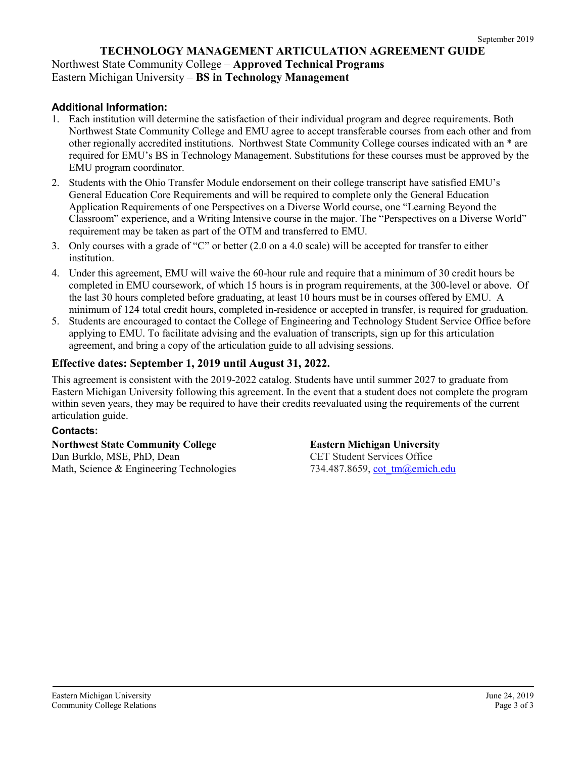September 2019

# TECHNOLOGY MANAGEMENT ARTICULATION AGREEMENT GUIDE

Northwest State Community College – **Approved Technical Programs**
Eastern Michigan University – **BS in Technology Management**

### Additional Information:

1. Each institution will determine the satisfaction of their individual program and degree requirements. Both Northwest State Community College and EMU agree to accept transferable courses from each other and from other regionally accredited institutions. Northwest State Community College courses indicated with an * are required for EMU's BS in Technology Management. Substitutions for these courses must be approved by the EMU program coordinator.
2. Students with the Ohio Transfer Module endorsement on their college transcript have satisfied EMU's General Education Core Requirements and will be required to complete only the General Education Application Requirements of one Perspectives on a Diverse World course, one "Learning Beyond the Classroom" experience, and a Writing Intensive course in the major. The "Perspectives on a Diverse World" requirement may be taken as part of the OTM and transferred to EMU.
3. Only courses with a grade of "C" or better (2.0 on a 4.0 scale) will be accepted for transfer to either institution.
4. Under this agreement, EMU will waive the 60-hour rule and require that a minimum of 30 credit hours be completed in EMU coursework, of which 15 hours is in program requirements, at the 300-level or above. Of the last 30 hours completed before graduating, at least 10 hours must be in courses offered by EMU. A minimum of 124 total credit hours, completed in-residence or accepted in transfer, is required for graduation.
5. Students are encouraged to contact the College of Engineering and Technology Student Service Office before applying to EMU. To facilitate advising and the evaluation of transcripts, sign up for this articulation agreement, and bring a copy of the articulation guide to all advising sessions.

## Effective dates: September 1, 2019 until August 31, 2022.

This agreement is consistent with the 2019-2022 catalog. Students have until summer 2027 to graduate from Eastern Michigan University following this agreement. In the event that a student does not complete the program within seven years, they may be required to have their credits reevaluated using the requirements of the current articulation guide.

### Contacts:

**Northwest State Community College**
Dan Burklo, MSE, PhD, Dean
Math, Science & Engineering Technologies

**Eastern Michigan University**
CET Student Services Office
734.487.8659, cot_tm@emich.edu